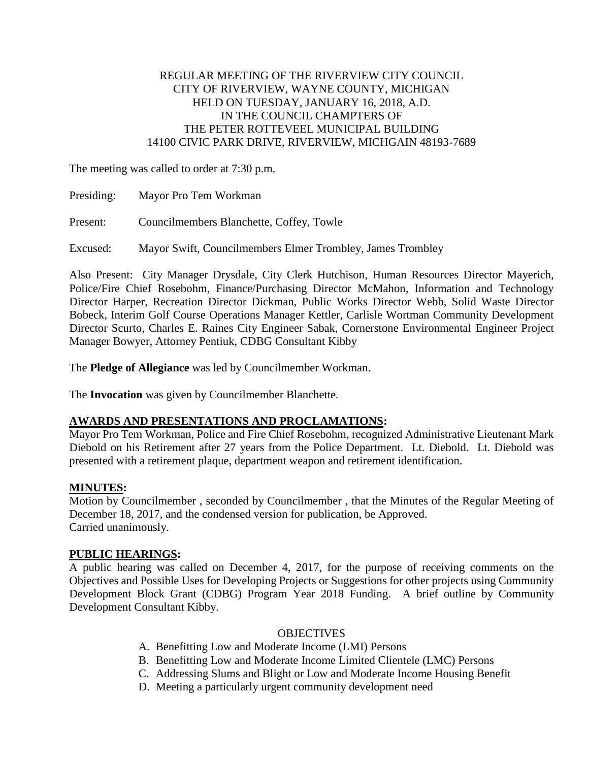REGULAR MEETING OF THE RIVERVIEW CITY COUNCIL
CITY OF RIVERVIEW, WAYNE COUNTY, MICHIGAN
HELD ON TUESDAY, JANUARY 16, 2018, A.D.
IN THE COUNCIL CHAMPTERS OF
THE PETER ROTTEVEEL MUNICIPAL BUILDING
14100 CIVIC PARK DRIVE, RIVERVIEW, MICHGAIN 48193-7689

The meeting was called to order at 7:30 p.m.

Presiding: Mayor Pro Tem Workman

Present: Councilmembers Blanchette, Coffey, Towle

Excused: Mayor Swift, Councilmembers Elmer Trombley, James Trombley

Also Present: City Manager Drysdale, City Clerk Hutchison, Human Resources Director Mayerich, Police/Fire Chief Rosebohm, Finance/Purchasing Director McMahon, Information and Technology Director Harper, Recreation Director Dickman, Public Works Director Webb, Solid Waste Director Bobeck, Interim Golf Course Operations Manager Kettler, Carlisle Wortman Community Development Director Scurto, Charles E. Raines City Engineer Sabak, Cornerstone Environmental Engineer Project Manager Bowyer, Attorney Pentiuk, CDBG Consultant Kibby

The **Pledge of Allegiance** was led by Councilmember Workman.

The **Invocation** was given by Councilmember Blanchette.

**AWARDS AND PRESENTATIONS AND PROCLAMATIONS:**
Mayor Pro Tem Workman, Police and Fire Chief Rosebohm, recognized Administrative Lieutenant Mark Diebold on his Retirement after 27 years from the Police Department. Lt. Diebold. Lt. Diebold was presented with a retirement plaque, department weapon and retirement identification.

**MINUTES:**
Motion by Councilmember , seconded by Councilmember , that the Minutes of the Regular Meeting of December 18, 2017, and the condensed version for publication, be Approved.
Carried unanimously.

**PUBLIC HEARINGS:**
A public hearing was called on December 4, 2017, for the purpose of receiving comments on the Objectives and Possible Uses for Developing Projects or Suggestions for other projects using Community Development Block Grant (CDBG) Program Year 2018 Funding. A brief outline by Community Development Consultant Kibby.

OBJECTIVES

A. Benefitting Low and Moderate Income (LMI) Persons
B. Benefitting Low and Moderate Income Limited Clientele (LMC) Persons
C. Addressing Slums and Blight or Low and Moderate Income Housing Benefit
D. Meeting a particularly urgent community development need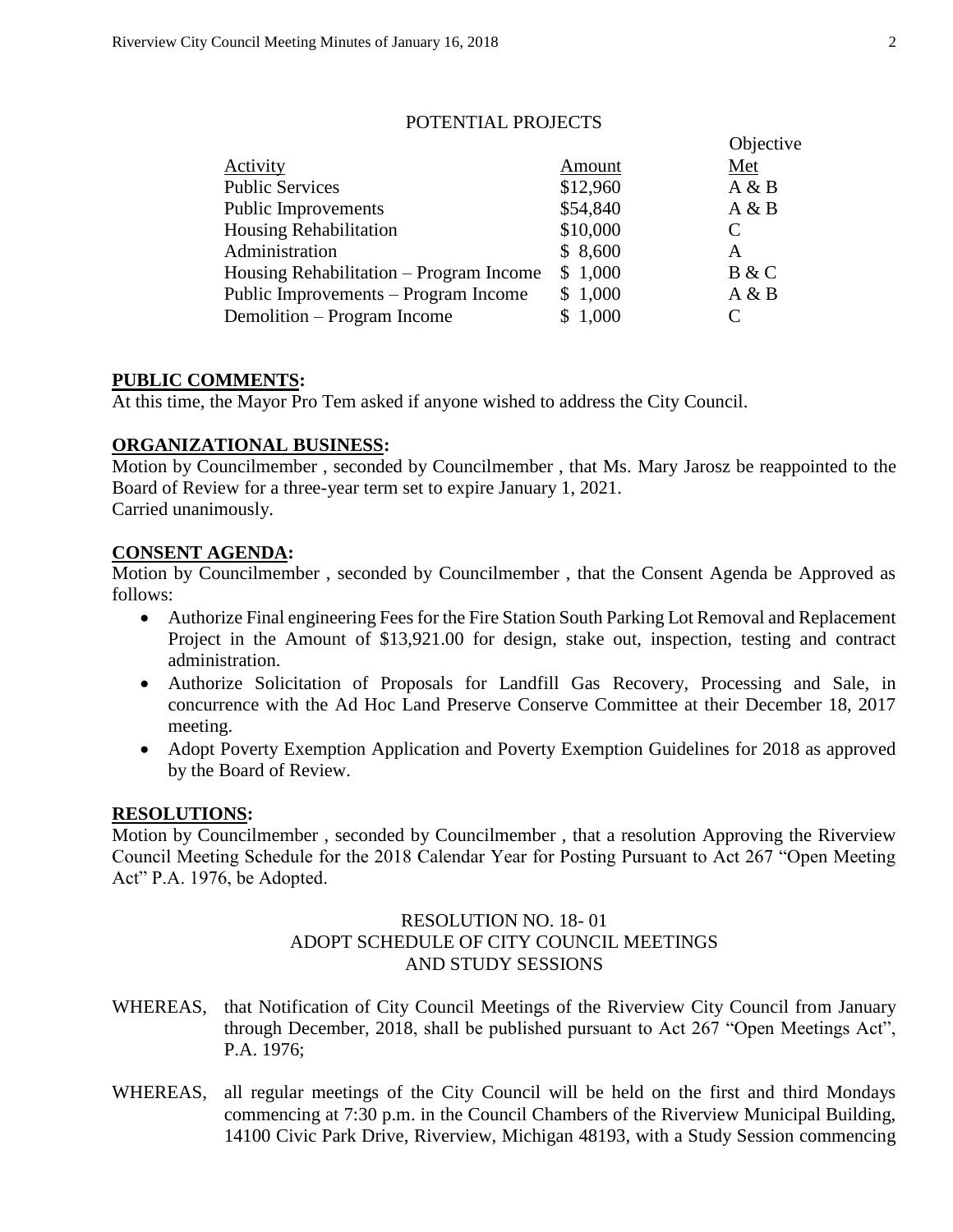POTENTIAL PROJECTS

| Activity | Amount | Objective Met |
|---|---|---|
| Public Services | $12,960 | A & B |
| Public Improvements | $54,840 | A & B |
| Housing Rehabilitation | $10,000 | C |
| Administration | $ 8,600 | A |
| Housing Rehabilitation – Program Income | $ 1,000 | B & C |
| Public Improvements – Program Income | $ 1,000 | A & B |
| Demolition – Program Income | $ 1,000 | C |

**PUBLIC COMMENTS:**

At this time, the Mayor Pro Tem asked if anyone wished to address the City Council.

**ORGANIZATIONAL BUSINESS:**

Motion by Councilmember , seconded by Councilmember , that Ms. Mary Jarosz be reappointed to the Board of Review for a three-year term set to expire January 1, 2021.
Carried unanimously.

**CONSENT AGENDA:**

Motion by Councilmember , seconded by Councilmember , that the Consent Agenda be Approved as follows:

- Authorize Final engineering Fees for the Fire Station South Parking Lot Removal and Replacement Project in the Amount of $13,921.00 for design, stake out, inspection, testing and contract administration.
- Authorize Solicitation of Proposals for Landfill Gas Recovery, Processing and Sale, in concurrence with the Ad Hoc Land Preserve Conserve Committee at their December 18, 2017 meeting.
- Adopt Poverty Exemption Application and Poverty Exemption Guidelines for 2018 as approved by the Board of Review.

**RESOLUTIONS:**

Motion by Councilmember , seconded by Councilmember , that a resolution Approving the Riverview Council Meeting Schedule for the 2018 Calendar Year for Posting Pursuant to Act 267 "Open Meeting Act" P.A. 1976, be Adopted.

RESOLUTION NO. 18- 01
ADOPT SCHEDULE OF CITY COUNCIL MEETINGS
AND STUDY SESSIONS

WHEREAS, that Notification of City Council Meetings of the Riverview City Council from January through December, 2018, shall be published pursuant to Act 267 "Open Meetings Act", P.A. 1976;

WHEREAS, all regular meetings of the City Council will be held on the first and third Mondays commencing at 7:30 p.m. in the Council Chambers of the Riverview Municipal Building, 14100 Civic Park Drive, Riverview, Michigan 48193, with a Study Session commencing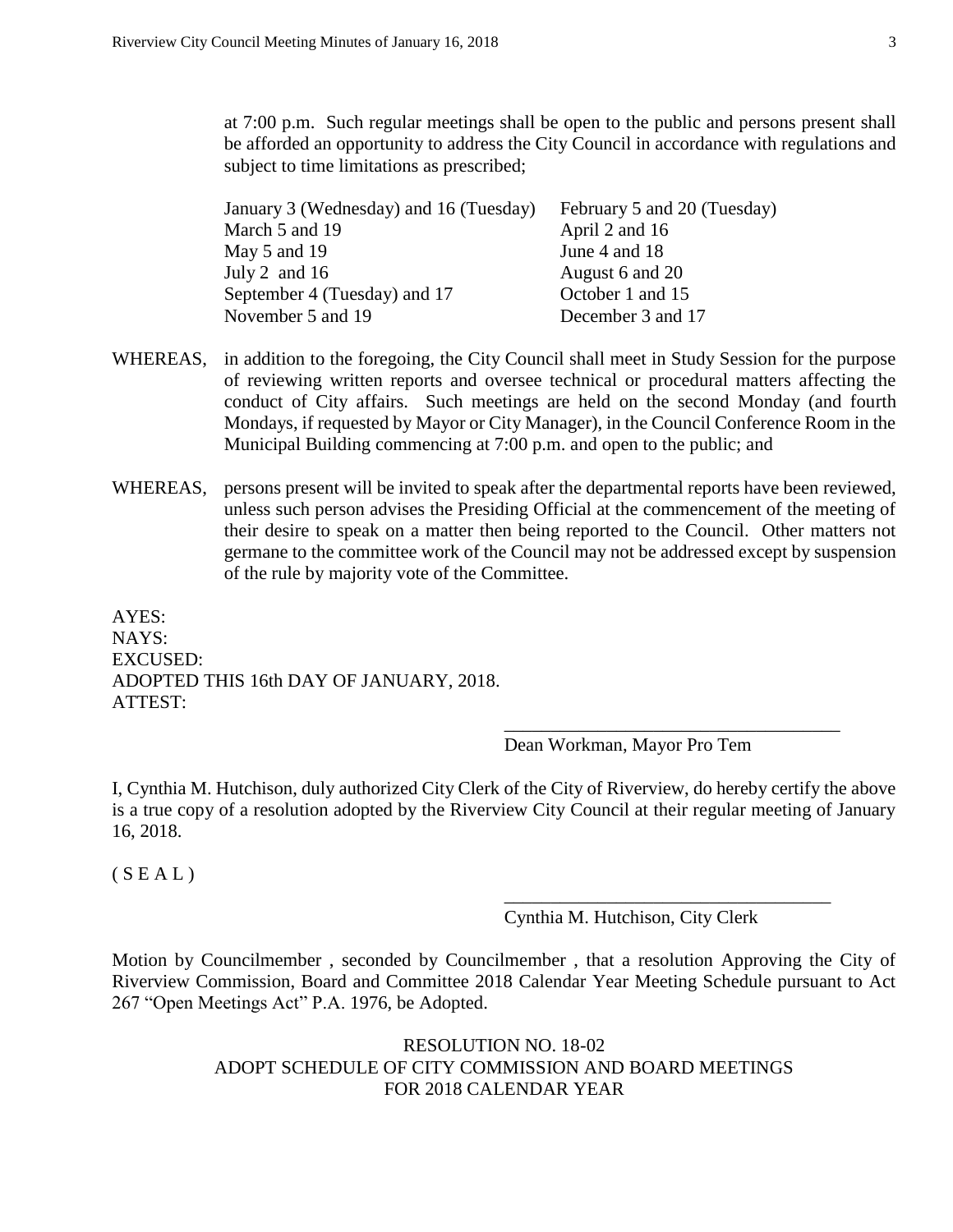at 7:00 p.m. Such regular meetings shall be open to the public and persons present shall be afforded an opportunity to address the City Council in accordance with regulations and subject to time limitations as prescribed;

| | |
|---|---|
| January 3 (Wednesday) and 16 (Tuesday) | February 5 and 20 (Tuesday) |
| March 5 and 19 | April 2 and 16 |
| May 5 and 19 | June 4 and 18 |
| July 2 and 16 | August 6 and 20 |
| September 4 (Tuesday) and 17 | October 1 and 15 |
| November 5 and 19 | December 3 and 17 |

WHEREAS, in addition to the foregoing, the City Council shall meet in Study Session for the purpose of reviewing written reports and oversee technical or procedural matters affecting the conduct of City affairs. Such meetings are held on the second Monday (and fourth Mondays, if requested by Mayor or City Manager), in the Council Conference Room in the Municipal Building commencing at 7:00 p.m. and open to the public; and

WHEREAS, persons present will be invited to speak after the departmental reports have been reviewed, unless such person advises the Presiding Official at the commencement of the meeting of their desire to speak on a matter then being reported to the Council. Other matters not germane to the committee work of the Council may not be addressed except by suspension of the rule by majority vote of the Committee.

AYES:
NAYS:
EXCUSED:
ADOPTED THIS 16th DAY OF JANUARY, 2018.
ATTEST:

\_\_\_\_\_\_\_\_\_\_\_\_\_\_\_\_\_\_\_\_\_\_\_\_\_\_\_\_\_\_\_\_\_\_\_\_
Dean Workman, Mayor Pro Tem

I, Cynthia M. Hutchison, duly authorized City Clerk of the City of Riverview, do hereby certify the above is a true copy of a resolution adopted by the Riverview City Council at their regular meeting of January 16, 2018.

( S E A L )

\_\_\_\_\_\_\_\_\_\_\_\_\_\_\_\_\_\_\_\_\_\_\_\_\_\_\_\_\_\_\_\_\_\_\_\_
Cynthia M. Hutchison, City Clerk

Motion by Councilmember , seconded by Councilmember , that a resolution Approving the City of Riverview Commission, Board and Committee 2018 Calendar Year Meeting Schedule pursuant to Act 267 "Open Meetings Act" P.A. 1976, be Adopted.

RESOLUTION NO. 18-02
ADOPT SCHEDULE OF CITY COMMISSION AND BOARD MEETINGS
FOR 2018 CALENDAR YEAR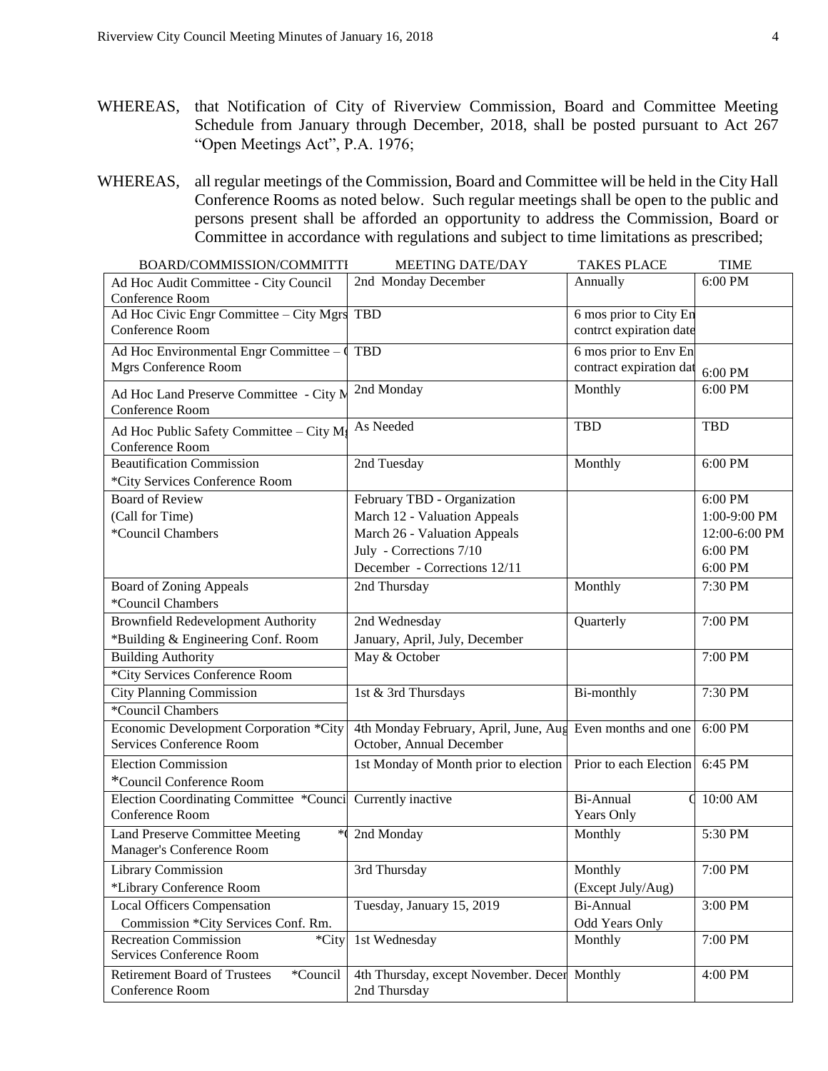WHEREAS, that Notification of City of Riverview Commission, Board and Committee Meeting Schedule from January through December, 2018, shall be posted pursuant to Act 267 "Open Meetings Act", P.A. 1976;

WHEREAS, all regular meetings of the Commission, Board and Committee will be held in the City Hall Conference Rooms as noted below. Such regular meetings shall be open to the public and persons present shall be afforded an opportunity to address the Commission, Board or Committee in accordance with regulations and subject to time limitations as prescribed;

| BOARD/COMMISSION/COMMITTI | MEETING DATE/DAY | TAKES PLACE | TIME |
|---|---|---|---|
| Ad Hoc Audit Committee - City Council Conference Room | 2nd Monday December | Annually | 6:00 PM |
| Ad Hoc Civic Engr Committee – City Mgrs Conference Room | TBD | 6 mos prior to City En contrct expiration date | |
| Ad Hoc Environmental Engr Committee – ( Mgrs Conference Room | TBD | 6 mos prior to Env En contract expiration dat | 6:00 PM |
| Ad Hoc Land Preserve Committee - City M Conference Room | 2nd Monday | Monthly | 6:00 PM |
| Ad Hoc Public Safety Committee – City M; Conference Room | As Needed | TBD | TBD |
| Beautification Commission *City Services Conference Room | 2nd Tuesday | Monthly | 6:00 PM |
| Board of Review (Call for Time) *Council Chambers | February TBD - Organization<br>March 12 - Valuation Appeals<br>March 26 - Valuation Appeals<br>July - Corrections 7/10<br>December - Corrections 12/11 | | 6:00 PM<br>1:00-9:00 PM<br>12:00-6:00 PM<br>6:00 PM<br>6:00 PM |
| Board of Zoning Appeals *Council Chambers | 2nd Thursday | Monthly | 7:30 PM |
| Brownfield Redevelopment Authority *Building & Engineering Conf. Room | 2nd Wednesday January, April, July, December | Quarterly | 7:00 PM |
| Building Authority *City Services Conference Room | May & October | | 7:00 PM |
| City Planning Commission *Council Chambers | 1st & 3rd Thursdays | Bi-monthly | 7:30 PM |
| Economic Development Corporation *City Services Conference Room | 4th Monday February, April, June, Aug October, Annual December | Even months and one | 6:00 PM |
| Election Commission *Council Conference Room | 1st Monday of Month prior to election | Prior to each Election | 6:45 PM |
| Election Coordinating Committee *Counci Conference Room | Currently inactive | Bi-Annual ( Years Only | 10:00 AM |
| Land Preserve Committee Meeting *( Manager's Conference Room | 2nd Monday | Monthly | 5:30 PM |
| Library Commission *Library Conference Room | 3rd Thursday | Monthly (Except July/Aug) | 7:00 PM |
| Local Officers Compensation Commission *City Services Conf. Rm. | Tuesday, January 15, 2019 | Bi-Annual Odd Years Only | 3:00 PM |
| Recreation Commission *City Services Conference Room | 1st Wednesday | Monthly | 7:00 PM |
| Retirement Board of Trustees *Council Conference Room | 4th Thursday, except November. Decer 2nd Thursday | Monthly | 4:00 PM |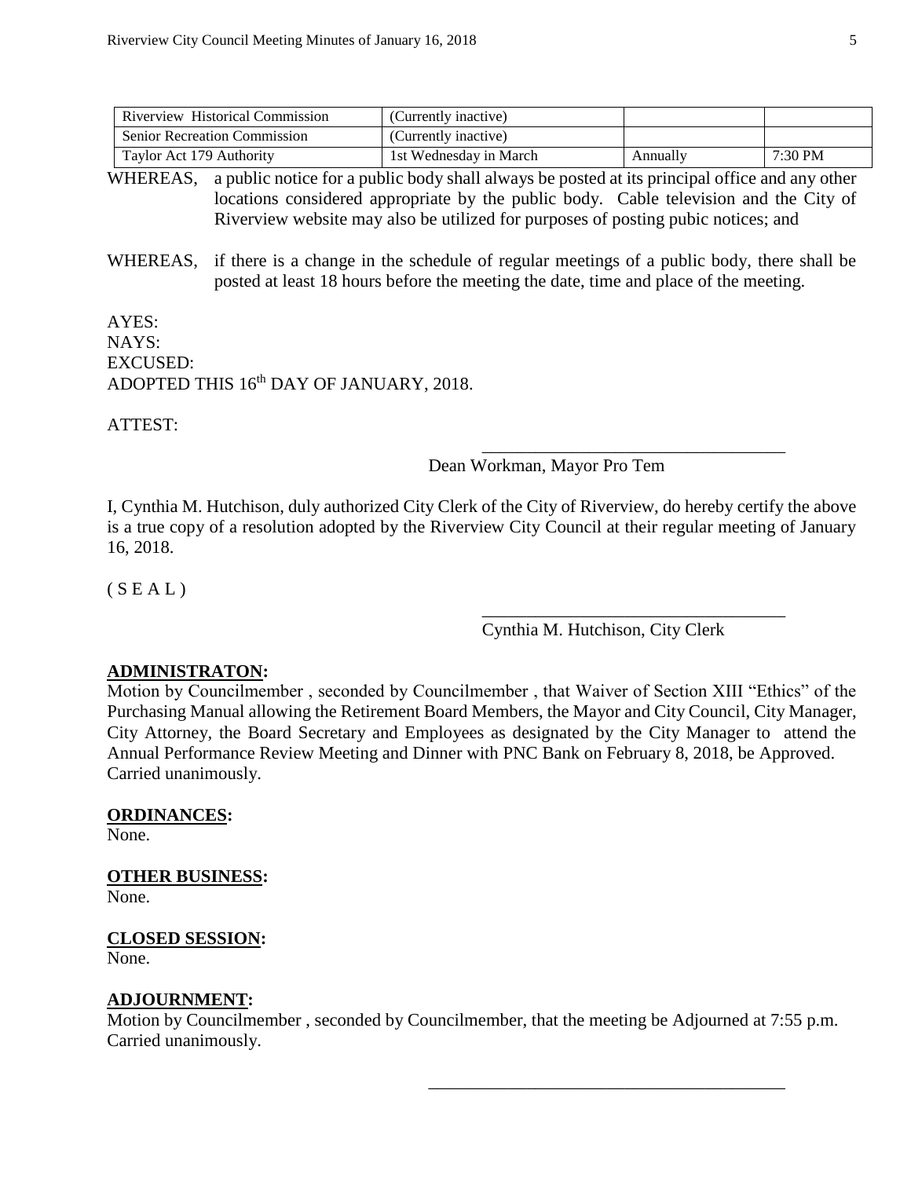| | | | |
|---|---|---|---|
| Riverview Historical Commission | (Currently inactive) | | |
| Senior Recreation Commission | (Currently inactive) | | |
| Taylor Act 179 Authority | 1st Wednesday in March | Annually | 7:30 PM |

WHEREAS, a public notice for a public body shall always be posted at its principal office and any other locations considered appropriate by the public body. Cable television and the City of Riverview website may also be utilized for purposes of posting pubic notices; and

WHEREAS, if there is a change in the schedule of regular meetings of a public body, there shall be posted at least 18 hours before the meeting the date, time and place of the meeting.

AYES:
NAYS:
EXCUSED:
ADOPTED THIS 16th DAY OF JANUARY, 2018.

ATTEST:

\_\_\_\_\_\_\_\_\_\_\_\_\_\_\_\_\_\_\_\_\_\_\_\_\_\_\_\_\_\_\_\_\_\_
Dean Workman, Mayor Pro Tem

I, Cynthia M. Hutchison, duly authorized City Clerk of the City of Riverview, do hereby certify the above is a true copy of a resolution adopted by the Riverview City Council at their regular meeting of January 16, 2018.

( S E A L )

\_\_\_\_\_\_\_\_\_\_\_\_\_\_\_\_\_\_\_\_\_\_\_\_\_\_\_\_\_\_\_\_\_\_
Cynthia M. Hutchison, City Clerk

**ADMINISTRATON:**

Motion by Councilmember , seconded by Councilmember , that Waiver of Section XIII "Ethics" of the Purchasing Manual allowing the Retirement Board Members, the Mayor and City Council, City Manager, City Attorney, the Board Secretary and Employees as designated by the City Manager to attend the Annual Performance Review Meeting and Dinner with PNC Bank on February 8, 2018, be Approved. Carried unanimously.

**ORDINANCES:**

None.

**OTHER BUSINESS:**

None.

**CLOSED SESSION:**

None.

**ADJOURNMENT:**

Motion by Councilmember , seconded by Councilmember, that the meeting be Adjourned at 7:55 p.m. Carried unanimously.

\_\_\_\_\_\_\_\_\_\_\_\_\_\_\_\_\_\_\_\_\_\_\_\_\_\_\_\_\_\_\_\_\_\_\_\_\_\_\_\_